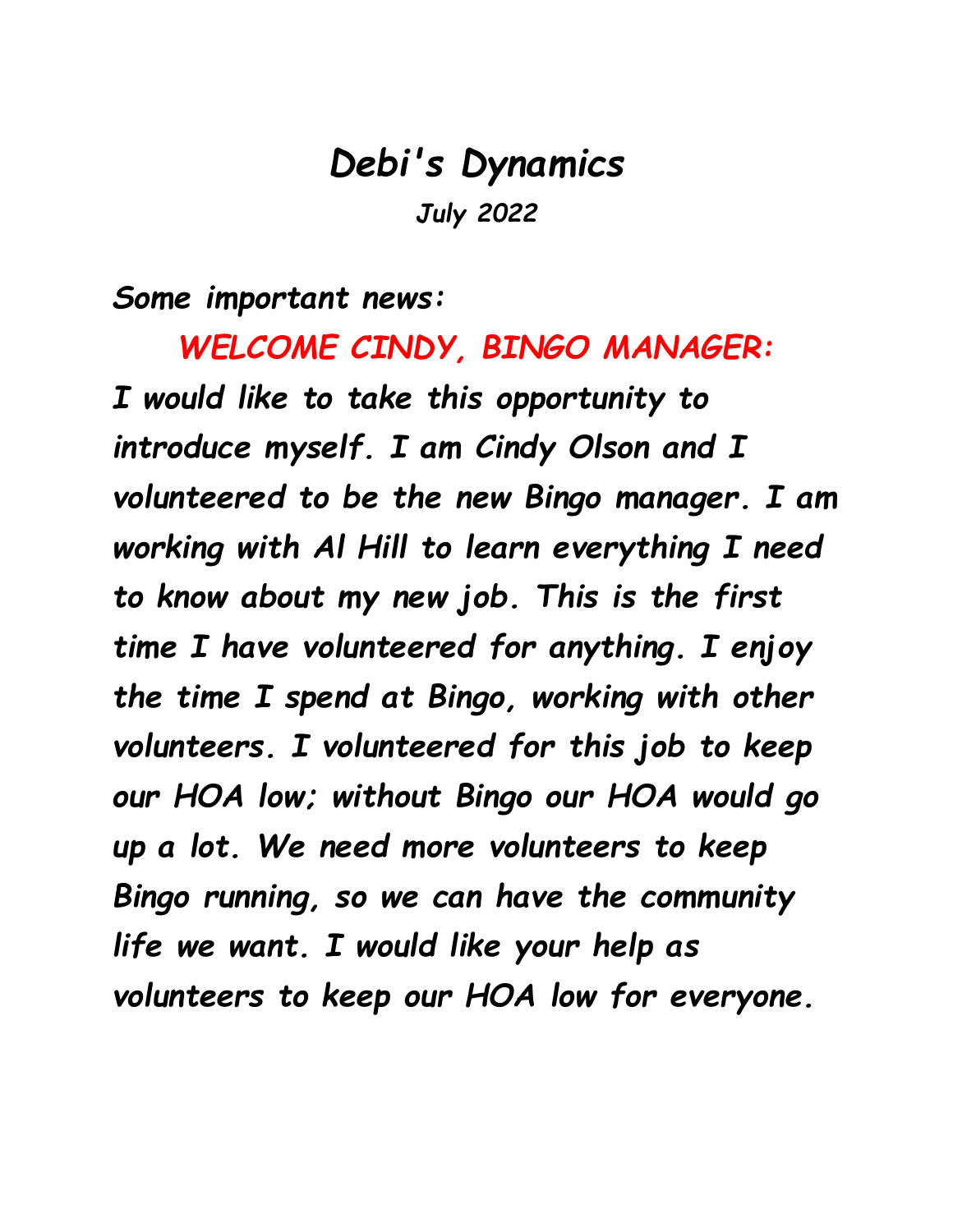# *Debi's Dynamics*

*July 2022*

***Some important news:***

## ***WELCOME CINDY, BINGO MANAGER:***

***I would like to take this opportunity to introduce myself. I am Cindy Olson and I volunteered to be the new Bingo manager. I am working with Al Hill to learn everything I need to know about my new job. This is the first time I have volunteered for anything. I enjoy the time I spend at Bingo, working with other volunteers. I volunteered for this job to keep our HOA low; without Bingo our HOA would go up a lot. We need more volunteers to keep Bingo running, so we can have the community life we want. I would like your help as volunteers to keep our HOA low for everyone.***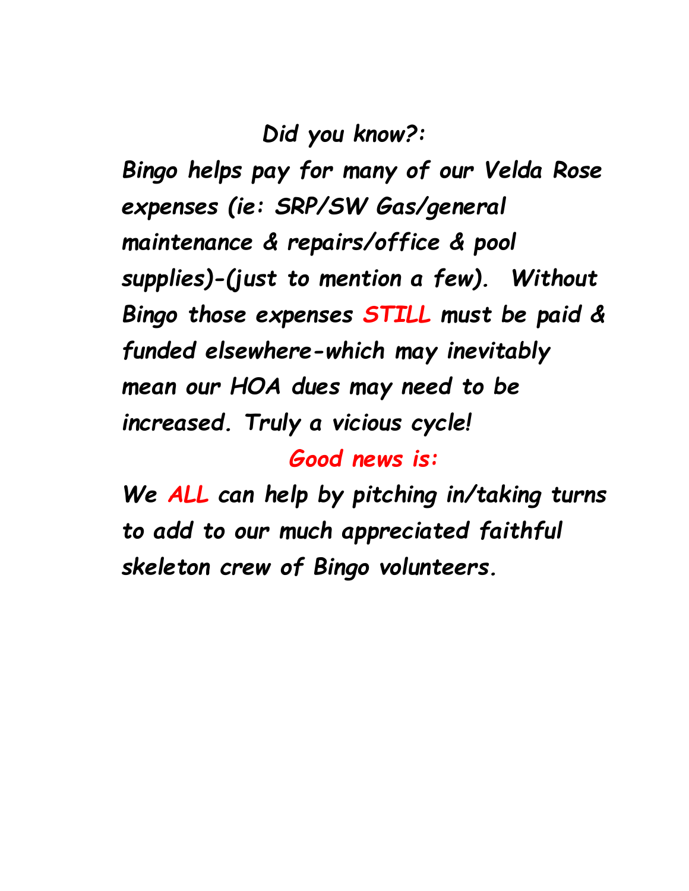*Did you know?:*

*Bingo helps pay for many of our Velda Rose expenses (ie: SRP/SW Gas/general maintenance & repairs/office & pool supplies)-(just to mention a few). Without Bingo those expenses **STILL** must be paid & funded elsewhere-which may inevitably mean our HOA dues may need to be increased. Truly a vicious cycle!*

***Good news is:***

*We **ALL** can help by pitching in/taking turns to add to our much appreciated faithful skeleton crew of Bingo volunteers.*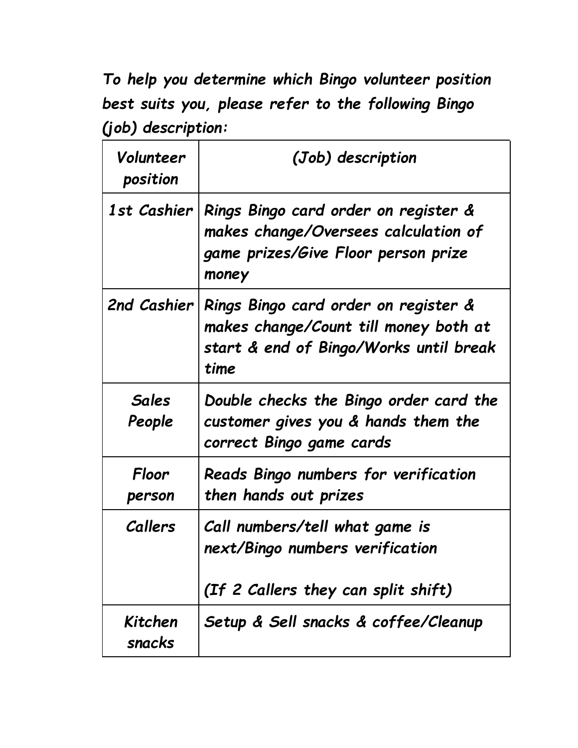*To help you determine which Bingo volunteer position best suits you, please refer to the following Bingo (job) description:*

| *Volunteer position* | *(Job) description* |
|---|---|
| *1st Cashier* | *Rings Bingo card order on register & makes change/Oversees calculation of game prizes/Give Floor person prize money* |
| *2nd Cashier* | *Rings Bingo card order on register & makes change/Count till money both at start & end of Bingo/Works until break time* |
| *Sales People* | *Double checks the Bingo order card the customer gives you & hands them the correct Bingo game cards* |
| *Floor person* | *Reads Bingo numbers for verification then hands out prizes* |
| *Callers* | *Call numbers/tell what game is next/Bingo numbers verification*<br><br>*(If 2 Callers they can split shift)* |
| *Kitchen snacks* | *Setup & Sell snacks & coffee/Cleanup* |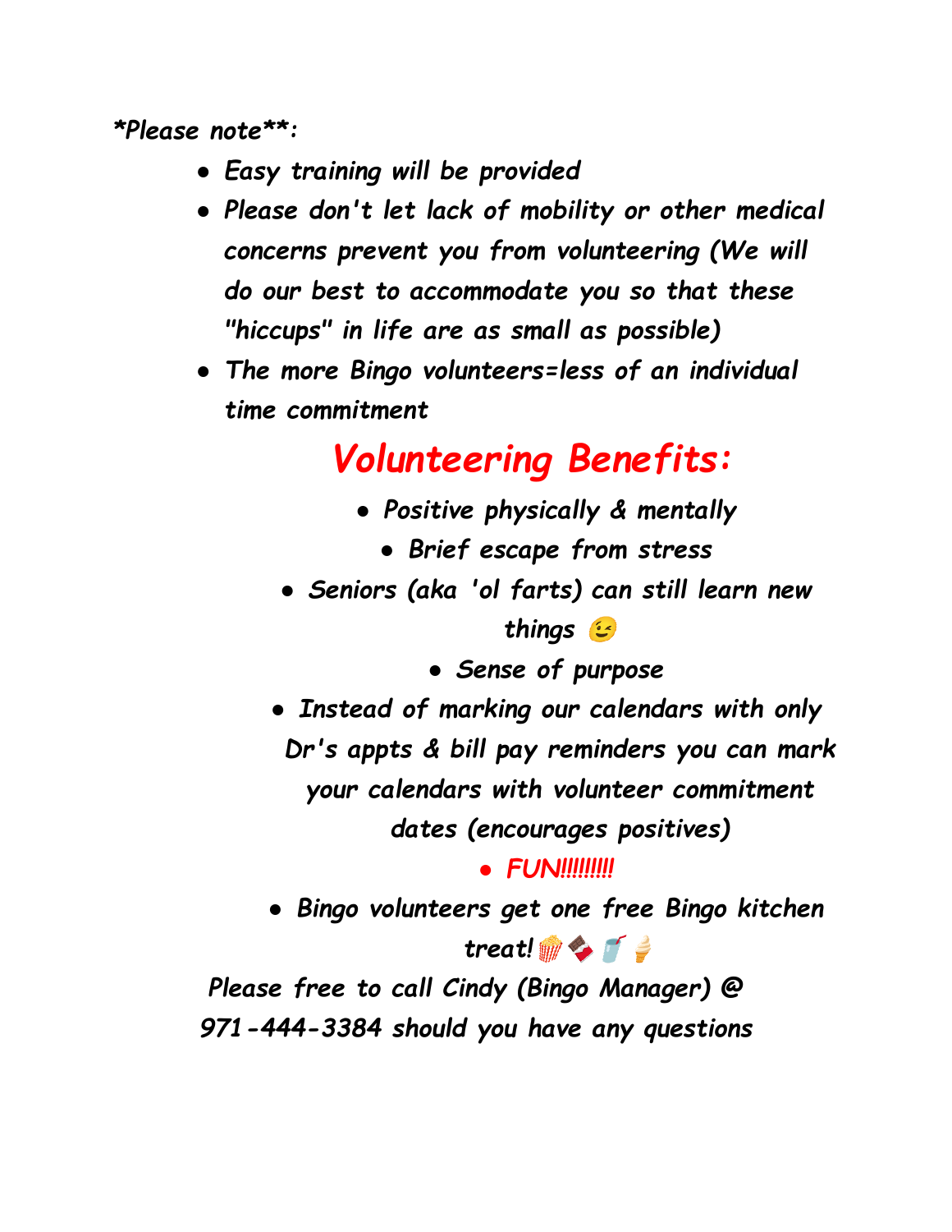*Please note**:

- *Easy training will be provided*
- *Please don't let lack of mobility or other medical concerns prevent you from volunteering (We will do our best to accommodate you so that these "hiccups" in life are as small as possible)*
- *The more Bingo volunteers=less of an individual time commitment*

## *Volunteering Benefits:*

- *Positive physically & mentally*
- *Brief escape from stress*
- *Seniors (aka 'ol farts) can still learn new things 😉*
- *Sense of purpose*
- *Instead of marking our calendars with only Dr's appts & bill pay reminders you can mark your calendars with volunteer commitment dates (encourages positives)*
- *FUN!!!!!!!!!*
- *Bingo volunteers get one free Bingo kitchen treat!🍿🍫🥤🍦*

*Please free to call Cindy (Bingo Manager) @ 971-444-3384 should you have any questions*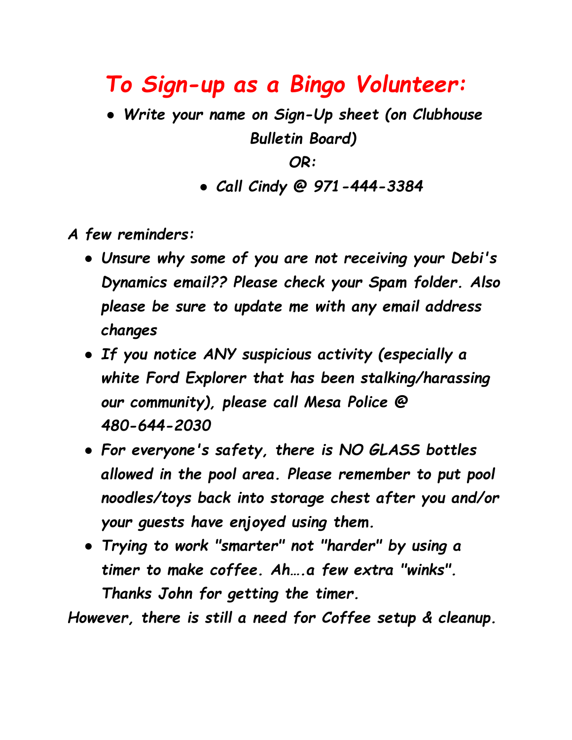# *To Sign-up as a Bingo Volunteer:*

- *Write your name on Sign-Up sheet (on Clubhouse Bulletin Board)*

*OR:*

- *Call Cindy @ 971-444-3384*

*A few reminders:*

- *Unsure why some of you are not receiving your Debi's Dynamics email?? Please check your Spam folder. Also please be sure to update me with any email address changes*
- *If you notice ANY suspicious activity (especially a white Ford Explorer that has been stalking/harassing our community), please call Mesa Police @ 480-644-2030*
- *For everyone's safety, there is NO GLASS bottles allowed in the pool area. Please remember to put pool noodles/toys back into storage chest after you and/or your guests have enjoyed using them.*
- *Trying to work "smarter" not "harder" by using a timer to make coffee. Ah….a few extra "winks". Thanks John for getting the timer.*

*However, there is still a need for Coffee setup & cleanup.*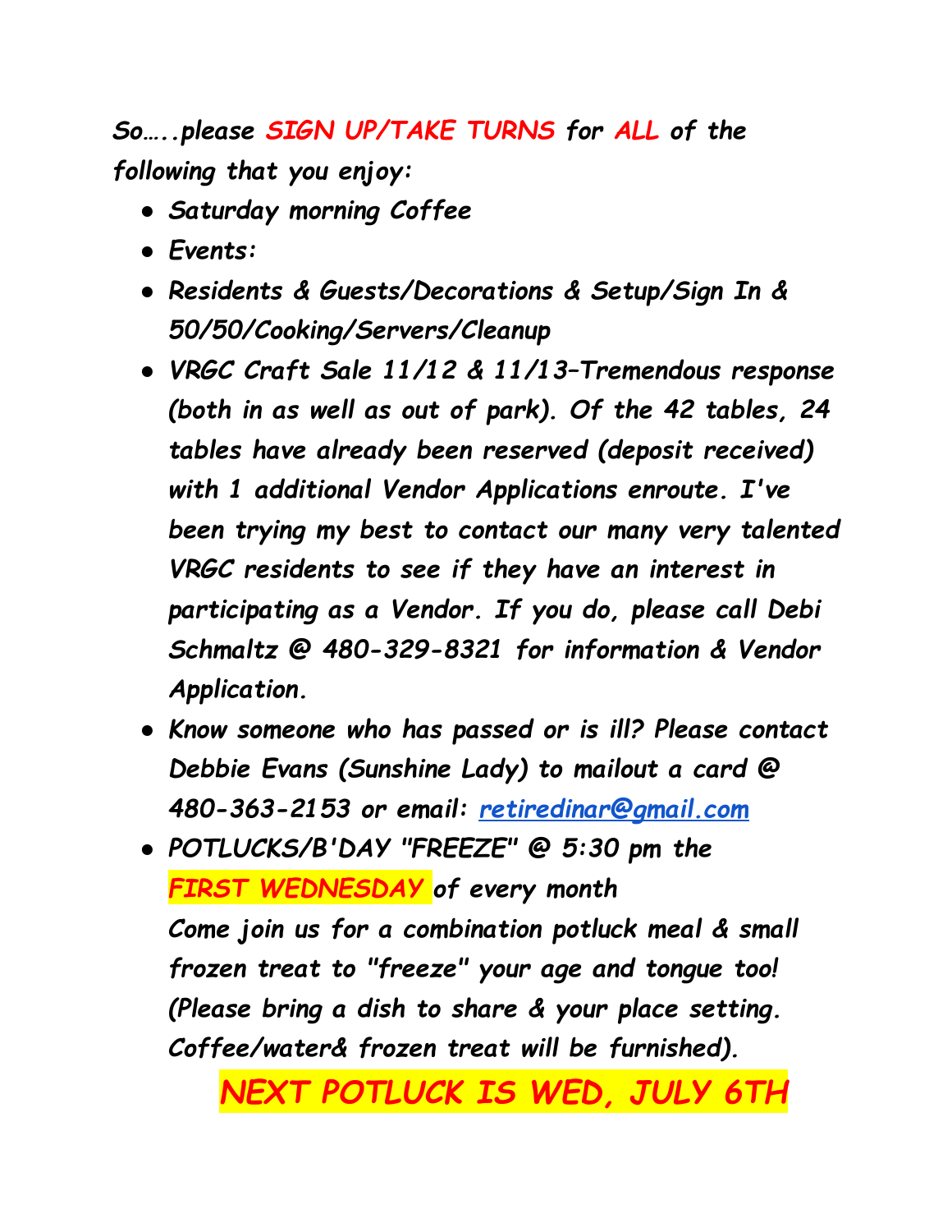*So…..please **SIGN UP/TAKE TURNS** for **ALL** of the following that you enjoy:*

- *Saturday morning Coffee*
- *Events:*
- *Residents & Guests/Decorations & Setup/Sign In & 50/50/Cooking/Servers/Cleanup*
- *VRGC Craft Sale 11/12 & 11/13–Tremendous response (both in as well as out of park). Of the 42 tables, 24 tables have already been reserved (deposit received) with 1 additional Vendor Applications enroute. I've been trying my best to contact our many very talented VRGC residents to see if they have an interest in participating as a Vendor. If you do, please call Debi Schmaltz @ 480-329-8321 for information & Vendor Application.*
- *Know someone who has passed or is ill? Please contact Debbie Evans (Sunshine Lady) to mailout a card @ 480-363-2153 or email: [retiredinar@gmail.com](mailto:retiredinar@gmail.com)*
- *POTLUCKS/B'DAY "FREEZE" @ 5:30 pm the **FIRST WEDNESDAY** of every month*
  *Come join us for a combination potluck meal & small frozen treat to "freeze" your age and tongue too! (Please bring a dish to share & your place setting. Coffee/water& frozen treat will be furnished).*

**NEXT POTLUCK IS WED, JULY 6TH**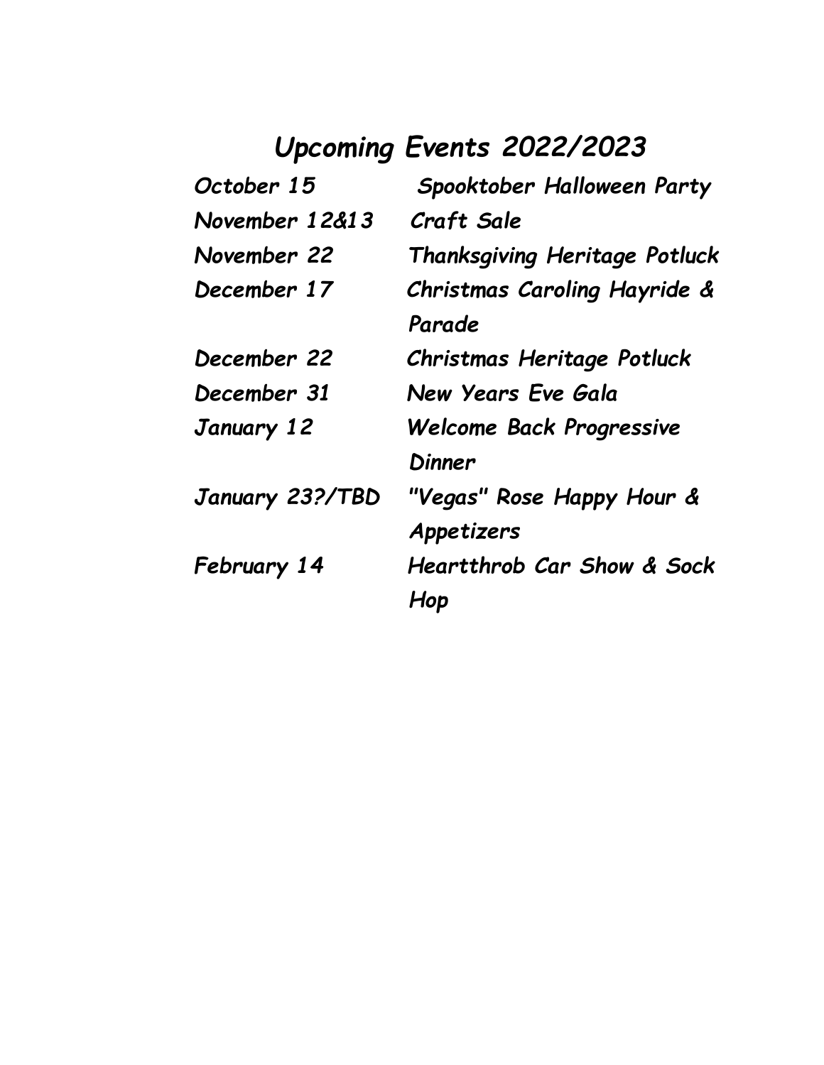# *Upcoming Events 2022/2023*

| | |
|---|---|
| *October 15* | *Spooktober Halloween Party* |
| *November 12&13* | *Craft Sale* |
| *November 22* | *Thanksgiving Heritage Potluck* |
| *December 17* | *Christmas Caroling Hayride & Parade* |
| *December 22* | *Christmas Heritage Potluck* |
| *December 31* | *New Years Eve Gala* |
| *January 12* | *Welcome Back Progressive Dinner* |
| *January 23?/TBD* | *"Vegas" Rose Happy Hour & Appetizers* |
| *February 14* | *Heartthrob Car Show & Sock Hop* |